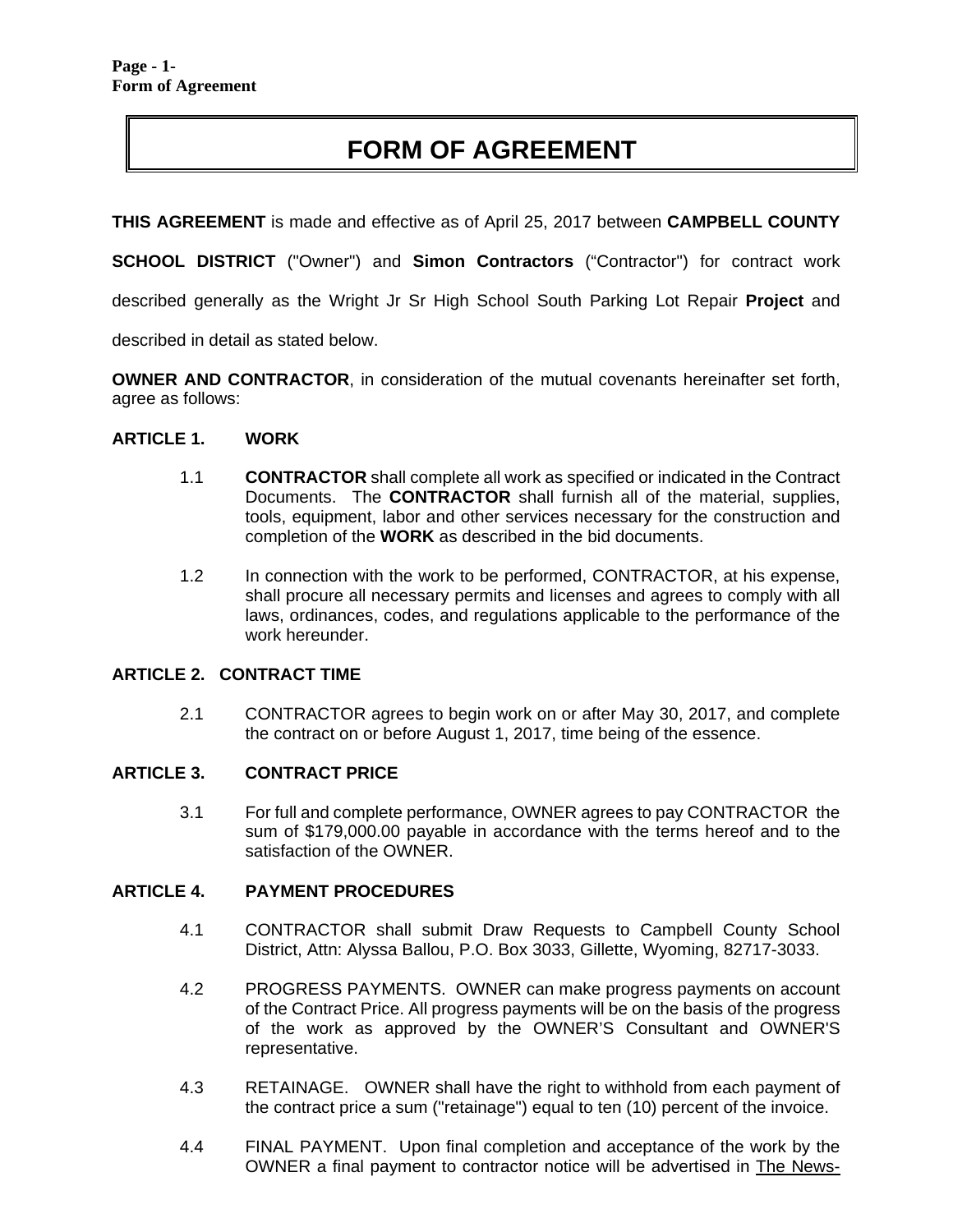# FORM OF AGREEMENT

**THIS AGREEMENT** is made and effective as of April 25, 2017 between **CAMPBELL COUNTY SCHOOL DISTRICT** ("Owner") and **Simon Contractors** ("Contractor") for contract work described generally as the Wright Jr Sr High School South Parking Lot Repair **Project** and described in detail as stated below.

**OWNER AND CONTRACTOR**, in consideration of the mutual covenants hereinafter set forth, agree as follows:

## ARTICLE 1. WORK

1.1 **CONTRACTOR** shall complete all work as specified or indicated in the Contract Documents. The **CONTRACTOR** shall furnish all of the material, supplies, tools, equipment, labor and other services necessary for the construction and completion of the **WORK** as described in the bid documents.

1.2 In connection with the work to be performed, CONTRACTOR, at his expense, shall procure all necessary permits and licenses and agrees to comply with all laws, ordinances, codes, and regulations applicable to the performance of the work hereunder.

## ARTICLE 2. CONTRACT TIME

2.1 CONTRACTOR agrees to begin work on or after May 30, 2017, and complete the contract on or before August 1, 2017, time being of the essence.

## ARTICLE 3. CONTRACT PRICE

3.1 For full and complete performance, OWNER agrees to pay CONTRACTOR the sum of $179,000.00 payable in accordance with the terms hereof and to the satisfaction of the OWNER.

## ARTICLE 4. PAYMENT PROCEDURES

4.1 CONTRACTOR shall submit Draw Requests to Campbell County School District, Attn: Alyssa Ballou, P.O. Box 3033, Gillette, Wyoming, 82717-3033.

4.2 PROGRESS PAYMENTS. OWNER can make progress payments on account of the Contract Price. All progress payments will be on the basis of the progress of the work as approved by the OWNER'S Consultant and OWNER'S representative.

4.3 RETAINAGE. OWNER shall have the right to withhold from each payment of the contract price a sum ("retainage") equal to ten (10) percent of the invoice.

4.4 FINAL PAYMENT. Upon final completion and acceptance of the work by the OWNER a final payment to contractor notice will be advertised in The News-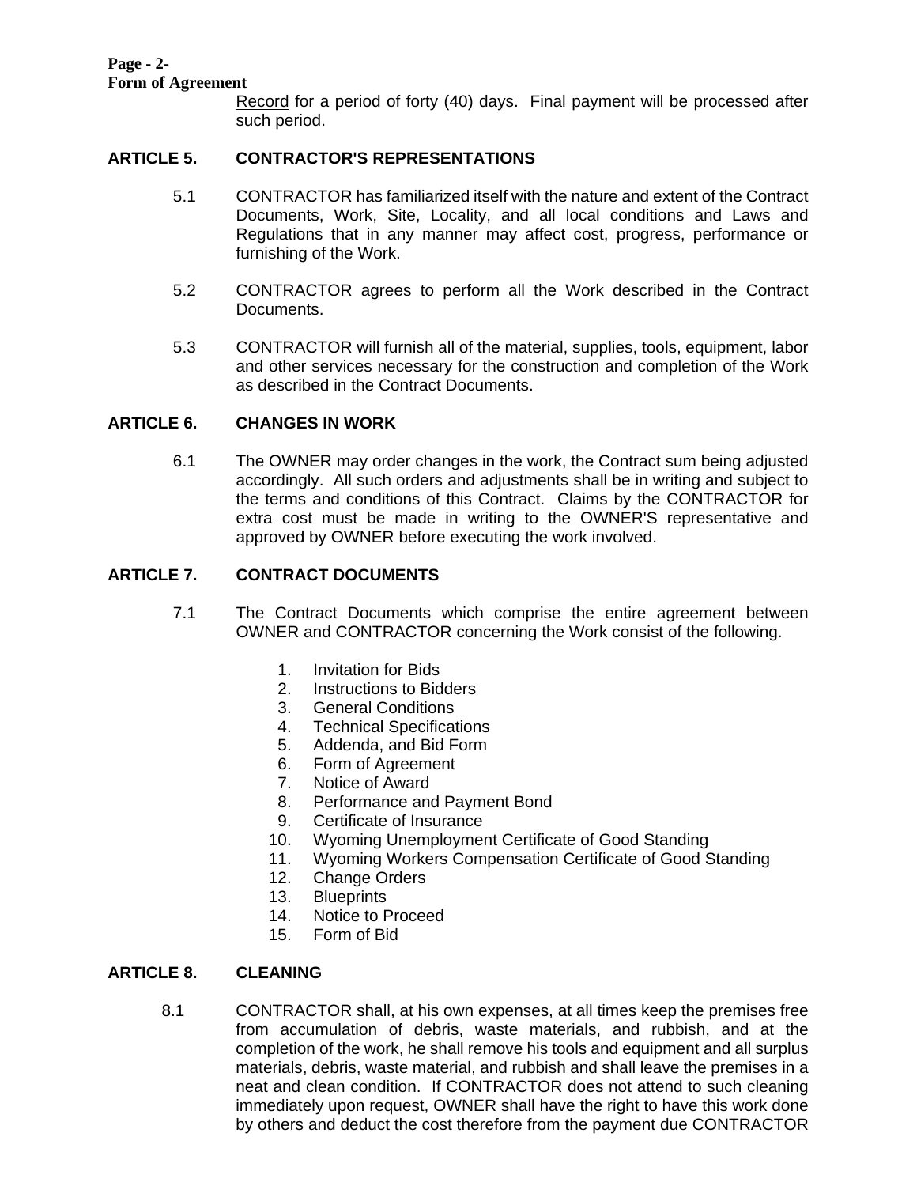Record for a period of forty (40) days. Final payment will be processed after such period.

## ARTICLE 5. CONTRACTOR'S REPRESENTATIONS

5.1 CONTRACTOR has familiarized itself with the nature and extent of the Contract Documents, Work, Site, Locality, and all local conditions and Laws and Regulations that in any manner may affect cost, progress, performance or furnishing of the Work.

5.2 CONTRACTOR agrees to perform all the Work described in the Contract Documents.

5.3 CONTRACTOR will furnish all of the material, supplies, tools, equipment, labor and other services necessary for the construction and completion of the Work as described in the Contract Documents.

## ARTICLE 6. CHANGES IN WORK

6.1 The OWNER may order changes in the work, the Contract sum being adjusted accordingly. All such orders and adjustments shall be in writing and subject to the terms and conditions of this Contract. Claims by the CONTRACTOR for extra cost must be made in writing to the OWNER'S representative and approved by OWNER before executing the work involved.

## ARTICLE 7. CONTRACT DOCUMENTS

7.1 The Contract Documents which comprise the entire agreement between OWNER and CONTRACTOR concerning the Work consist of the following.

1. Invitation for Bids
2. Instructions to Bidders
3. General Conditions
4. Technical Specifications
5. Addenda, and Bid Form
6. Form of Agreement
7. Notice of Award
8. Performance and Payment Bond
9. Certificate of Insurance
10. Wyoming Unemployment Certificate of Good Standing
11. Wyoming Workers Compensation Certificate of Good Standing
12. Change Orders
13. Blueprints
14. Notice to Proceed
15. Form of Bid

## ARTICLE 8. CLEANING

8.1 CONTRACTOR shall, at his own expenses, at all times keep the premises free from accumulation of debris, waste materials, and rubbish, and at the completion of the work, he shall remove his tools and equipment and all surplus materials, debris, waste material, and rubbish and shall leave the premises in a neat and clean condition. If CONTRACTOR does not attend to such cleaning immediately upon request, OWNER shall have the right to have this work done by others and deduct the cost therefore from the payment due CONTRACTOR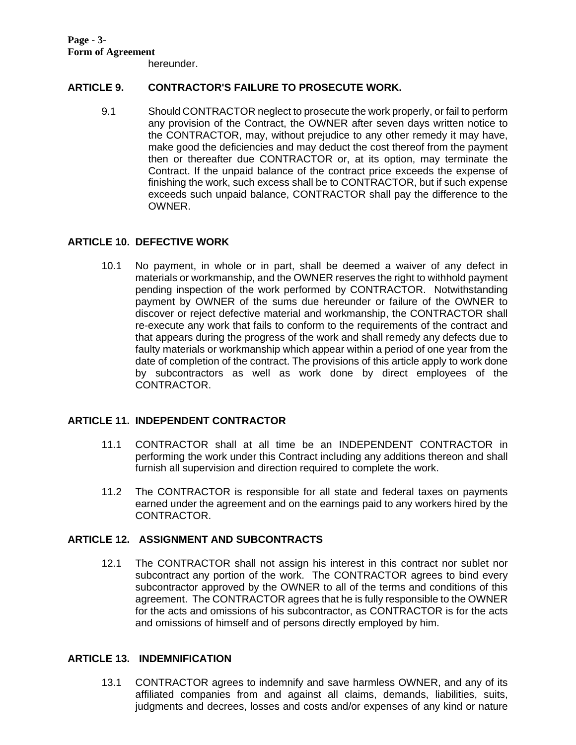hereunder.

**ARTICLE 9. CONTRACTOR'S FAILURE TO PROSECUTE WORK.**

9.1 Should CONTRACTOR neglect to prosecute the work properly, or fail to perform any provision of the Contract, the OWNER after seven days written notice to the CONTRACTOR, may, without prejudice to any other remedy it may have, make good the deficiencies and may deduct the cost thereof from the payment then or thereafter due CONTRACTOR or, at its option, may terminate the Contract. If the unpaid balance of the contract price exceeds the expense of finishing the work, such excess shall be to CONTRACTOR, but if such expense exceeds such unpaid balance, CONTRACTOR shall pay the difference to the OWNER.

**ARTICLE 10. DEFECTIVE WORK**

10.1 No payment, in whole or in part, shall be deemed a waiver of any defect in materials or workmanship, and the OWNER reserves the right to withhold payment pending inspection of the work performed by CONTRACTOR. Notwithstanding payment by OWNER of the sums due hereunder or failure of the OWNER to discover or reject defective material and workmanship, the CONTRACTOR shall re-execute any work that fails to conform to the requirements of the contract and that appears during the progress of the work and shall remedy any defects due to faulty materials or workmanship which appear within a period of one year from the date of completion of the contract. The provisions of this article apply to work done by subcontractors as well as work done by direct employees of the CONTRACTOR.

**ARTICLE 11. INDEPENDENT CONTRACTOR**

11.1 CONTRACTOR shall at all time be an INDEPENDENT CONTRACTOR in performing the work under this Contract including any additions thereon and shall furnish all supervision and direction required to complete the work.

11.2 The CONTRACTOR is responsible for all state and federal taxes on payments earned under the agreement and on the earnings paid to any workers hired by the CONTRACTOR.

**ARTICLE 12. ASSIGNMENT AND SUBCONTRACTS**

12.1 The CONTRACTOR shall not assign his interest in this contract nor sublet nor subcontract any portion of the work. The CONTRACTOR agrees to bind every subcontractor approved by the OWNER to all of the terms and conditions of this agreement. The CONTRACTOR agrees that he is fully responsible to the OWNER for the acts and omissions of his subcontractor, as CONTRACTOR is for the acts and omissions of himself and of persons directly employed by him.

**ARTICLE 13. INDEMNIFICATION**

13.1 CONTRACTOR agrees to indemnify and save harmless OWNER, and any of its affiliated companies from and against all claims, demands, liabilities, suits, judgments and decrees, losses and costs and/or expenses of any kind or nature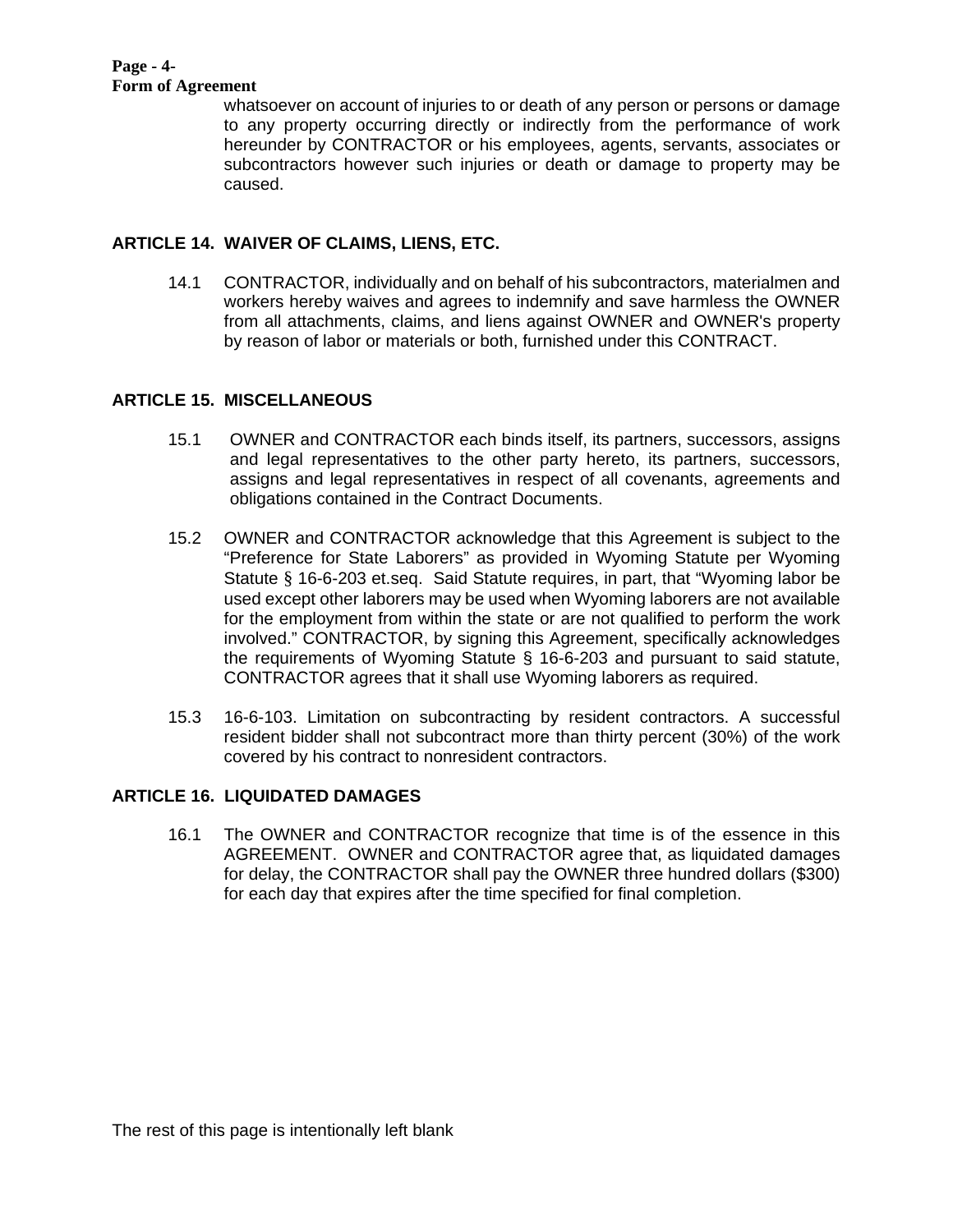whatsoever on account of injuries to or death of any person or persons or damage to any property occurring directly or indirectly from the performance of work hereunder by CONTRACTOR or his employees, agents, servants, associates or subcontractors however such injuries or death or damage to property may be caused.

## ARTICLE 14. WAIVER OF CLAIMS, LIENS, ETC.

14.1 CONTRACTOR, individually and on behalf of his subcontractors, materialmen and workers hereby waives and agrees to indemnify and save harmless the OWNER from all attachments, claims, and liens against OWNER and OWNER's property by reason of labor or materials or both, furnished under this CONTRACT.

## ARTICLE 15. MISCELLANEOUS

15.1 OWNER and CONTRACTOR each binds itself, its partners, successors, assigns and legal representatives to the other party hereto, its partners, successors, assigns and legal representatives in respect of all covenants, agreements and obligations contained in the Contract Documents.

15.2 OWNER and CONTRACTOR acknowledge that this Agreement is subject to the "Preference for State Laborers" as provided in Wyoming Statute per Wyoming Statute § 16-6-203 et.seq. Said Statute requires, in part, that "Wyoming labor be used except other laborers may be used when Wyoming laborers are not available for the employment from within the state or are not qualified to perform the work involved." CONTRACTOR, by signing this Agreement, specifically acknowledges the requirements of Wyoming Statute § 16-6-203 and pursuant to said statute, CONTRACTOR agrees that it shall use Wyoming laborers as required.

15.3 16-6-103. Limitation on subcontracting by resident contractors. A successful resident bidder shall not subcontract more than thirty percent (30%) of the work covered by his contract to nonresident contractors.

## ARTICLE 16. LIQUIDATED DAMAGES

16.1 The OWNER and CONTRACTOR recognize that time is of the essence in this AGREEMENT. OWNER and CONTRACTOR agree that, as liquidated damages for delay, the CONTRACTOR shall pay the OWNER three hundred dollars ($300) for each day that expires after the time specified for final completion.

The rest of this page is intentionally left blank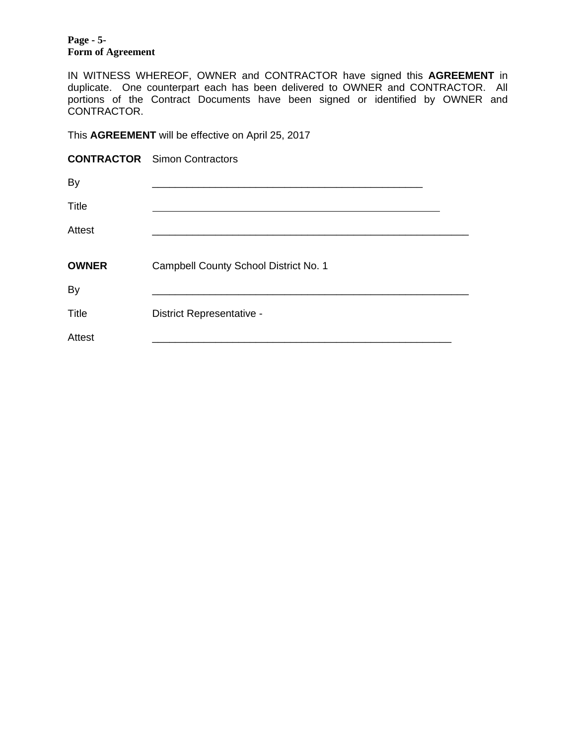**Form of Agreement**

IN WITNESS WHEREOF, OWNER and CONTRACTOR have signed this **AGREEMENT** in duplicate. One counterpart each has been delivered to OWNER and CONTRACTOR. All portions of the Contract Documents have been signed or identified by OWNER and CONTRACTOR.

This **AGREEMENT** will be effective on April 25, 2017

**CONTRACTOR** Simon Contractors

By ________________________________________________

Title ________________________________________________

Attest ________________________________________________

**OWNER** Campbell County School District No. 1

By ________________________________________________

Title District Representative -

Attest ________________________________________________